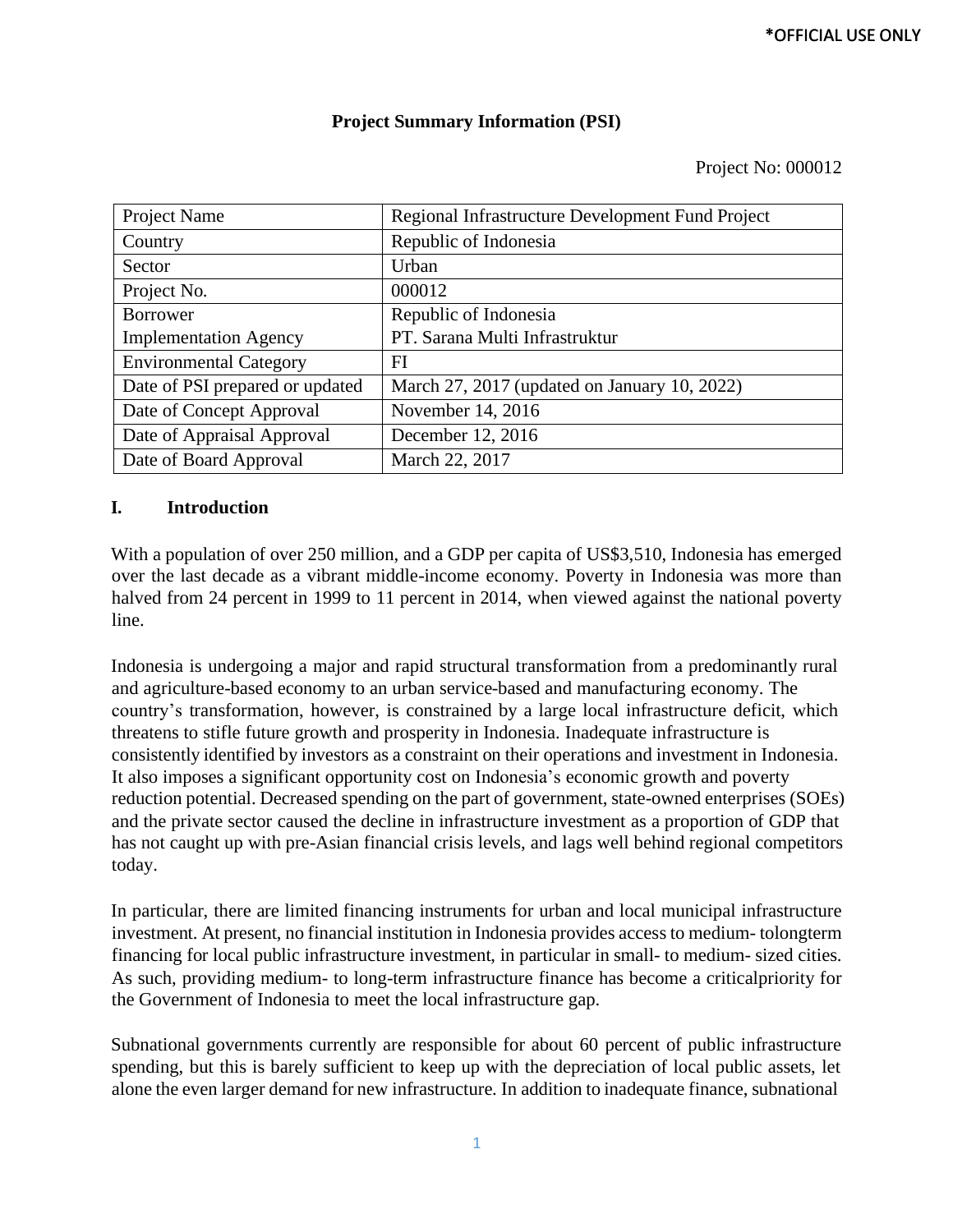*OFFICIAL USE ONLY

# Project Summary Information (PSI)

Project No: 000012

| Project Name | Regional Infrastructure Development Fund Project |
|---|---|
| Country | Republic of Indonesia |
| Sector | Urban |
| Project No. | 000012 |
| Borrower<br>Implementation Agency | Republic of Indonesia<br>PT. Sarana Multi Infrastruktur |
| Environmental Category | FI |
| Date of PSI prepared or updated | March 27, 2017 (updated on January 10, 2022) |
| Date of Concept Approval | November 14, 2016 |
| Date of Appraisal Approval | December 12, 2016 |
| Date of Board Approval | March 22, 2017 |

## I. Introduction

With a population of over 250 million, and a GDP per capita of US$3,510, Indonesia has emerged over the last decade as a vibrant middle-income economy. Poverty in Indonesia was more than halved from 24 percent in 1999 to 11 percent in 2014, when viewed against the national poverty line.

Indonesia is undergoing a major and rapid structural transformation from a predominantly rural and agriculture-based economy to an urban service-based and manufacturing economy. The country's transformation, however, is constrained by a large local infrastructure deficit, which threatens to stifle future growth and prosperity in Indonesia. Inadequate infrastructure is consistently identified by investors as a constraint on their operations and investment in Indonesia. It also imposes a significant opportunity cost on Indonesia's economic growth and poverty reduction potential. Decreased spending on the part of government, state-owned enterprises (SOEs) and the private sector caused the decline in infrastructure investment as a proportion of GDP that has not caught up with pre-Asian financial crisis levels, and lags well behind regional competitors today.

In particular, there are limited financing instruments for urban and local municipal infrastructure investment. At present, no financial institution in Indonesia provides access to medium- tolongterm financing for local public infrastructure investment, in particular in small- to medium- sized cities. As such, providing medium- to long-term infrastructure finance has become a criticalpriority for the Government of Indonesia to meet the local infrastructure gap.

Subnational governments currently are responsible for about 60 percent of public infrastructure spending, but this is barely sufficient to keep up with the depreciation of local public assets, let alone the even larger demand for new infrastructure. In addition to inadequate finance, subnational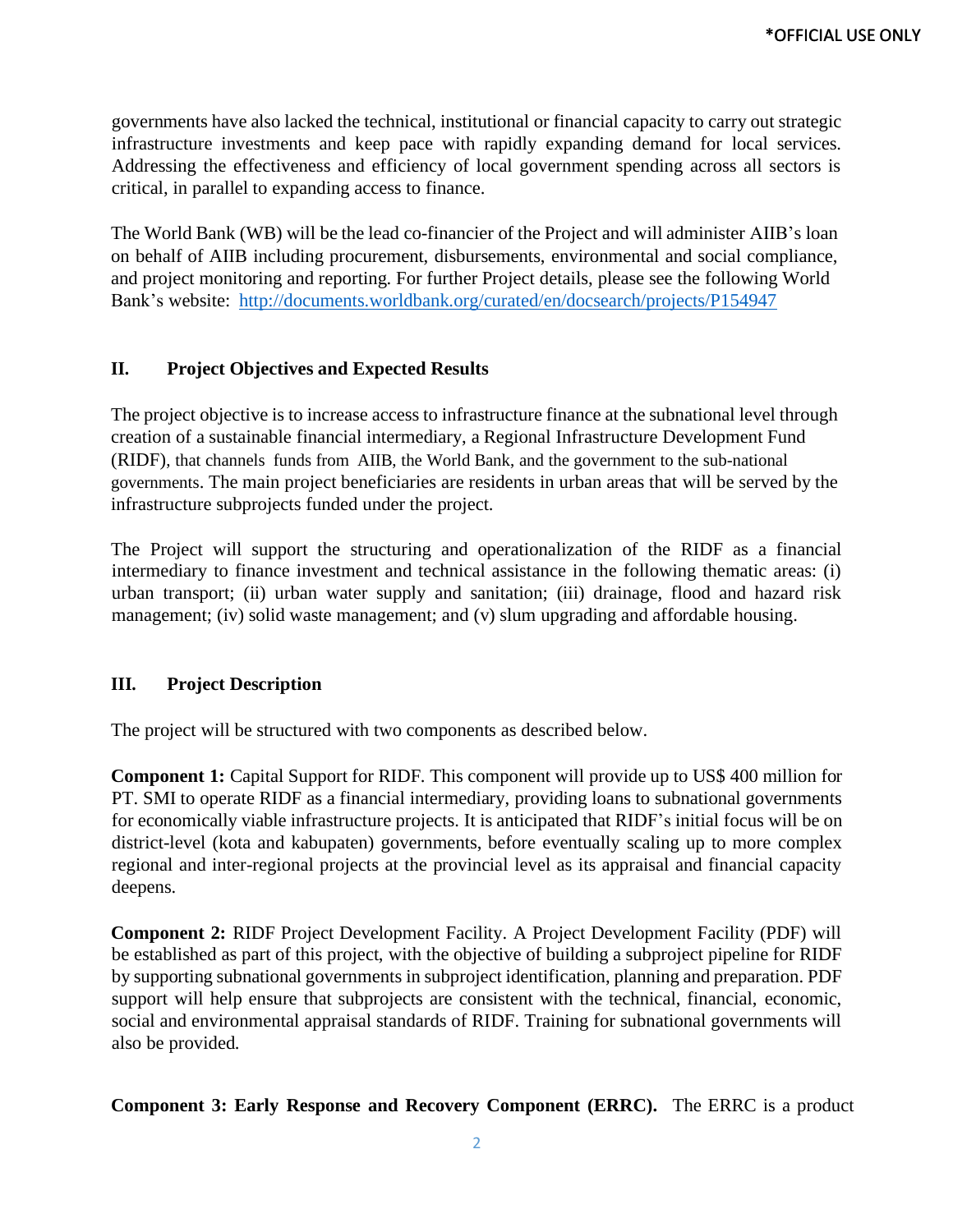governments have also lacked the technical, institutional or financial capacity to carry out strategic infrastructure investments and keep pace with rapidly expanding demand for local services. Addressing the effectiveness and efficiency of local government spending across all sectors is critical, in parallel to expanding access to finance.

The World Bank (WB) will be the lead co-financier of the Project and will administer AIIB's loan on behalf of AIIB including procurement, disbursements, environmental and social compliance, and project monitoring and reporting. For further Project details, please see the following World Bank's website: [http://documents.worldbank.org/curated/en/docsearch/projects/P154947](http://documents.worldbank.org/curated/en/docsearch/projects/P154947)

## II. Project Objectives and Expected Results

The project objective is to increase access to infrastructure finance at the subnational level through creation of a sustainable financial intermediary, a Regional Infrastructure Development Fund (RIDF), that channels funds from AIIB, the World Bank, and the government to the sub-national governments. The main project beneficiaries are residents in urban areas that will be served by the infrastructure subprojects funded under the project.

The Project will support the structuring and operationalization of the RIDF as a financial intermediary to finance investment and technical assistance in the following thematic areas: (i) urban transport; (ii) urban water supply and sanitation; (iii) drainage, flood and hazard risk management; (iv) solid waste management; and (v) slum upgrading and affordable housing.

## III. Project Description

The project will be structured with two components as described below.

**Component 1:** Capital Support for RIDF. This component will provide up to US$ 400 million for PT. SMI to operate RIDF as a financial intermediary, providing loans to subnational governments for economically viable infrastructure projects. It is anticipated that RIDF's initial focus will be on district-level (kota and kabupaten) governments, before eventually scaling up to more complex regional and inter-regional projects at the provincial level as its appraisal and financial capacity deepens.

**Component 2:** RIDF Project Development Facility. A Project Development Facility (PDF) will be established as part of this project, with the objective of building a subproject pipeline for RIDF by supporting subnational governments in subproject identification, planning and preparation. PDF support will help ensure that subprojects are consistent with the technical, financial, economic, social and environmental appraisal standards of RIDF. Training for subnational governments will also be provided.

**Component 3: Early Response and Recovery Component (ERRC).** The ERRC is a product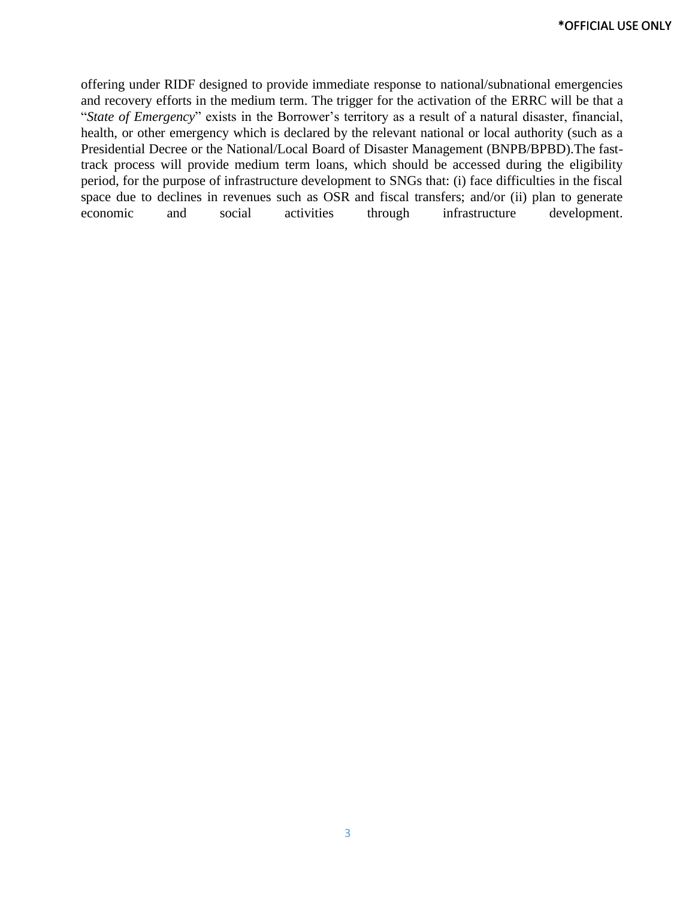offering under RIDF designed to provide immediate response to national/subnational emergencies and recovery efforts in the medium term. The trigger for the activation of the ERRC will be that a "*State of Emergency*" exists in the Borrower's territory as a result of a natural disaster, financial, health, or other emergency which is declared by the relevant national or local authority (such as a Presidential Decree or the National/Local Board of Disaster Management (BNPB/BPBD).The fast-track process will provide medium term loans, which should be accessed during the eligibility period, for the purpose of infrastructure development to SNGs that: (i) face difficulties in the fiscal space due to declines in revenues such as OSR and fiscal transfers; and/or (ii) plan to generate economic and social activities through infrastructure development.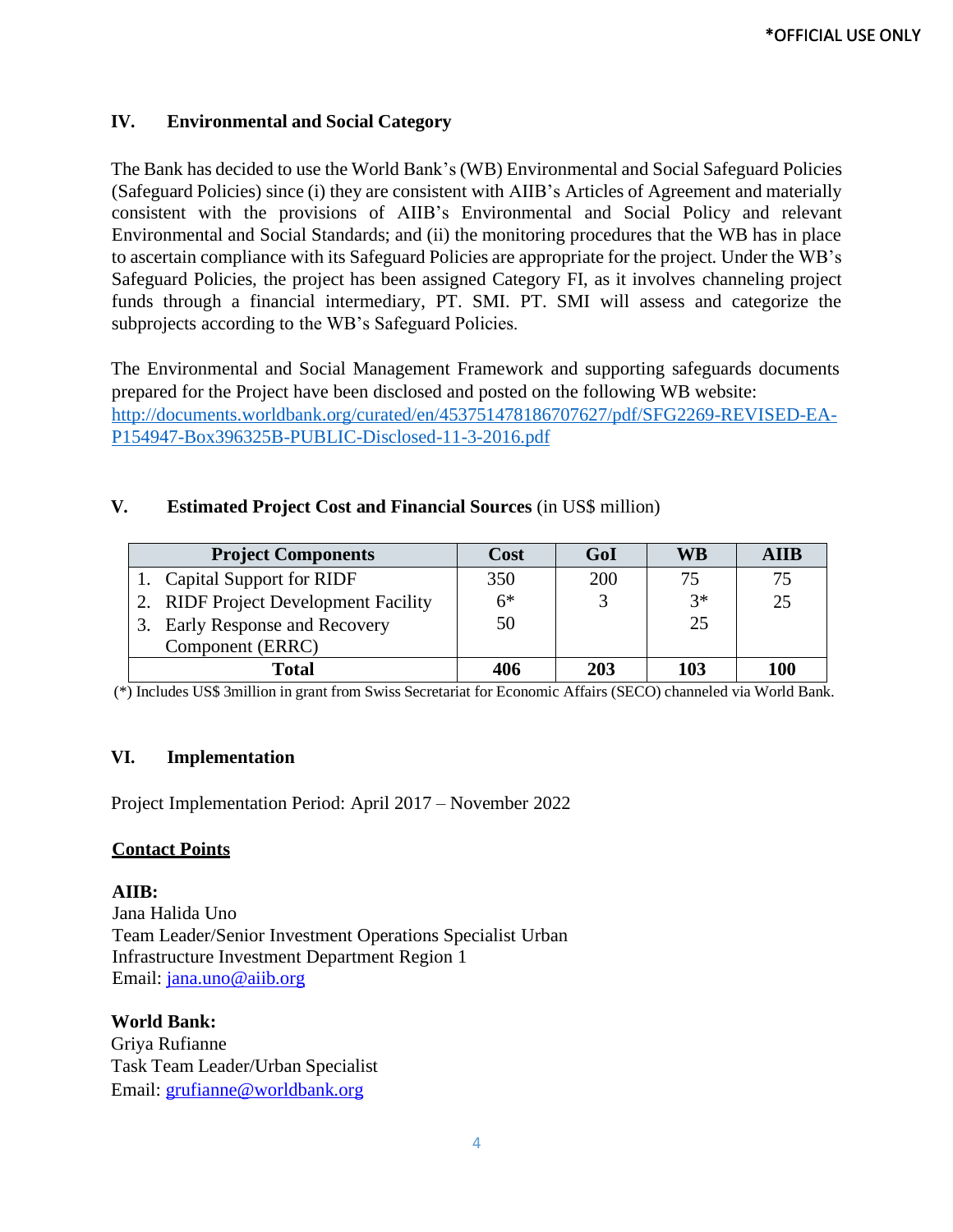*OFFICIAL USE ONLY

## IV. Environmental and Social Category

The Bank has decided to use the World Bank's (WB) Environmental and Social Safeguard Policies (Safeguard Policies) since (i) they are consistent with AIIB's Articles of Agreement and materially consistent with the provisions of AIIB's Environmental and Social Policy and relevant Environmental and Social Standards; and (ii) the monitoring procedures that the WB has in place to ascertain compliance with its Safeguard Policies are appropriate for the project. Under the WB's Safeguard Policies, the project has been assigned Category FI, as it involves channeling project funds through a financial intermediary, PT. SMI. PT. SMI will assess and categorize the subprojects according to the WB's Safeguard Policies.

The Environmental and Social Management Framework and supporting safeguards documents prepared for the Project have been disclosed and posted on the following WB website: [http://documents.worldbank.org/curated/en/453751478186707627/pdf/SFG2269-REVISED-EA-P154947-Box396325B-PUBLIC-Disclosed-11-3-2016.pdf](http://documents.worldbank.org/curated/en/453751478186707627/pdf/SFG2269-REVISED-EA-P154947-Box396325B-PUBLIC-Disclosed-11-3-2016.pdf)

## V. Estimated Project Cost and Financial Sources (in US$ million)

| Project Components | Cost | GoI | WB | AIIB |
|---|---|---|---|---|
| 1. Capital Support for RIDF | 350 | 200 | 75 | 75 |
| 2. RIDF Project Development Facility | 6* | 3 | 3* | 25 |
| 3. Early Response and Recovery Component (ERRC) | 50 | | 25 | |
| **Total** | **406** | **203** | **103** | **100** |

(*) Includes US$ 3million in grant from Swiss Secretariat for Economic Affairs (SECO) channeled via World Bank.

## VI. Implementation

Project Implementation Period: April 2017 – November 2022

**Contact Points**

**AIIB:**
Jana Halida Uno
Team Leader/Senior Investment Operations Specialist Urban
Infrastructure Investment Department Region 1
Email: [jana.uno@aiib.org](mailto:jana.uno@aiib.org)

**World Bank:**
Griya Rufianne
Task Team Leader/Urban Specialist
Email: [grufianne@worldbank.org](mailto:grufianne@worldbank.org)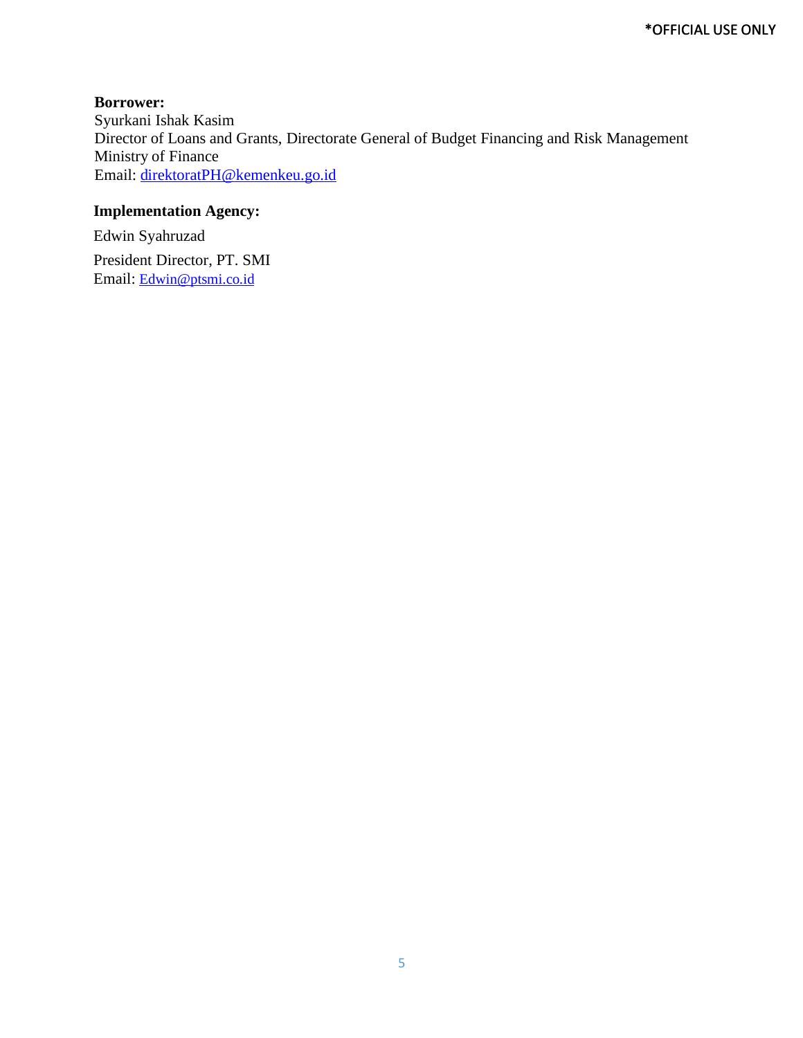**Borrower:**
Syurkani Ishak Kasim
Director of Loans and Grants, Directorate General of Budget Financing and Risk Management
Ministry of Finance
Email: direktoratPH@kemenkeu.go.id

**Implementation Agency:**

Edwin Syahruzad

President Director, PT. SMI
Email: Edwin@ptsmi.co.id